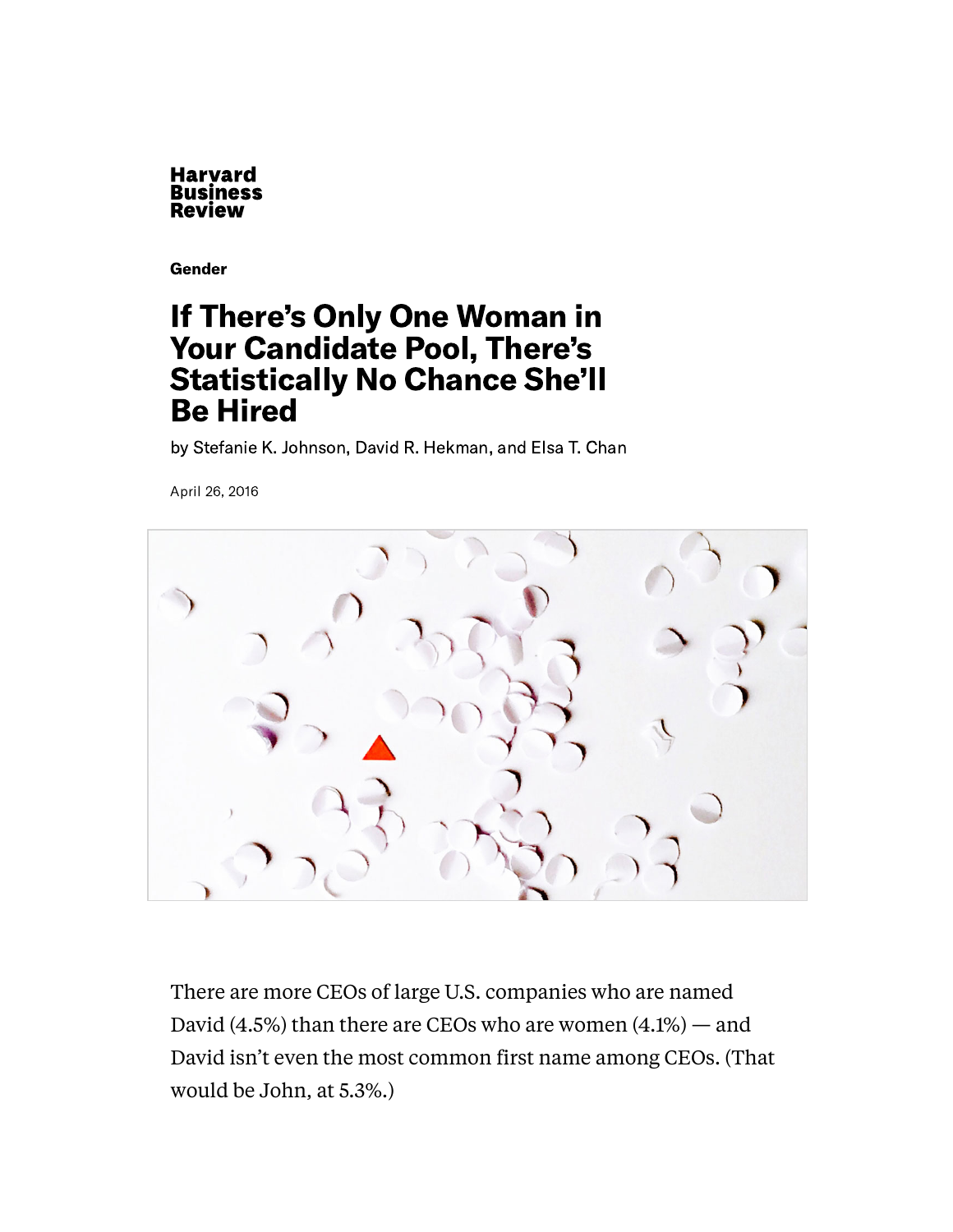Harvard Business Review

Gender

# If There's Only One Woman in Your Candidate Pool, There's Statistically No Chance She'll Be Hired

by Stefanie K. Johnson, David R. Hekman, and Elsa T. Chan

April 26, 2016

There are more CEOs of large U.S. companies who are named David (4.5%) than there are CEOs who are women (4.1%) — and David isn't even the most common first name among CEOs. (That would be John, at 5.3%.)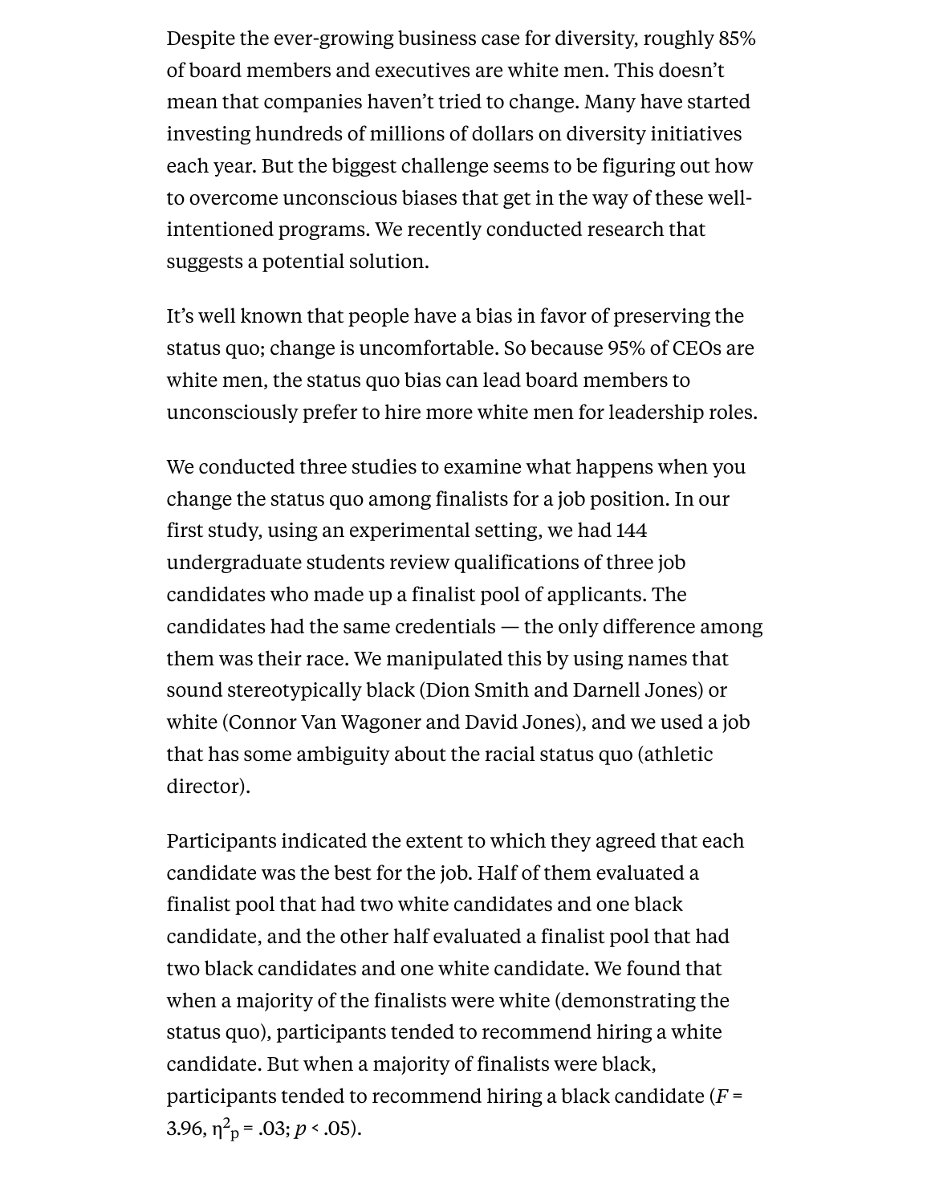Despite the ever-growing business case for diversity, roughly 85% of board members and executives are white men. This doesn't mean that companies haven't tried to change. Many have started investing hundreds of millions of dollars on diversity initiatives each year. But the biggest challenge seems to be figuring out how to overcome unconscious biases that get in the way of these well-intentioned programs. We recently conducted research that suggests a potential solution.

It's well known that people have a bias in favor of preserving the status quo; change is uncomfortable. So because 95% of CEOs are white men, the status quo bias can lead board members to unconsciously prefer to hire more white men for leadership roles.

We conducted three studies to examine what happens when you change the status quo among finalists for a job position. In our first study, using an experimental setting, we had 144 undergraduate students review qualifications of three job candidates who made up a finalist pool of applicants. The candidates had the same credentials — the only difference among them was their race. We manipulated this by using names that sound stereotypically black (Dion Smith and Darnell Jones) or white (Connor Van Wagoner and David Jones), and we used a job that has some ambiguity about the racial status quo (athletic director).

Participants indicated the extent to which they agreed that each candidate was the best for the job. Half of them evaluated a finalist pool that had two white candidates and one black candidate, and the other half evaluated a finalist pool that had two black candidates and one white candidate. We found that when a majority of the finalists were white (demonstrating the status quo), participants tended to recommend hiring a white candidate. But when a majority of finalists were black, participants tended to recommend hiring a black candidate ($F$ = 3.96, $\eta^2_p$ = .03; $p < .05$).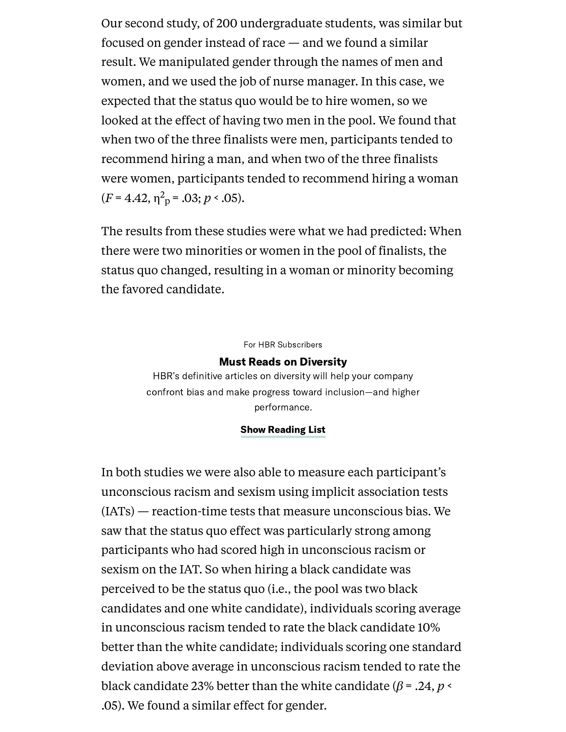Our second study, of 200 undergraduate students, was similar but focused on gender instead of race — and we found a similar result. We manipulated gender through the names of men and women, and we used the job of nurse manager. In this case, we expected that the status quo would be to hire women, so we looked at the effect of having two men in the pool. We found that when two of the three finalists were men, participants tended to recommend hiring a man, and when two of the three finalists were women, participants tended to recommend hiring a woman ($F = 4.42$, $\eta^2_p = .03$; $p < .05$).

The results from these studies were what we had predicted: When there were two minorities or women in the pool of finalists, the status quo changed, resulting in a woman or minority becoming the favored candidate.

For HBR Subscribers

**Must Reads on Diversity**

HBR's definitive articles on diversity will help your company confront bias and make progress toward inclusion—and higher performance.

**Show Reading List**

In both studies we were also able to measure each participant's unconscious racism and sexism using implicit association tests (IATs) — reaction-time tests that measure unconscious bias. We saw that the status quo effect was particularly strong among participants who had scored high in unconscious racism or sexism on the IAT. So when hiring a black candidate was perceived to be the status quo (i.e., the pool was two black candidates and one white candidate), individuals scoring average in unconscious racism tended to rate the black candidate 10% better than the white candidate; individuals scoring one standard deviation above average in unconscious racism tended to rate the black candidate 23% better than the white candidate ($\beta = .24$, $p < .05$). We found a similar effect for gender.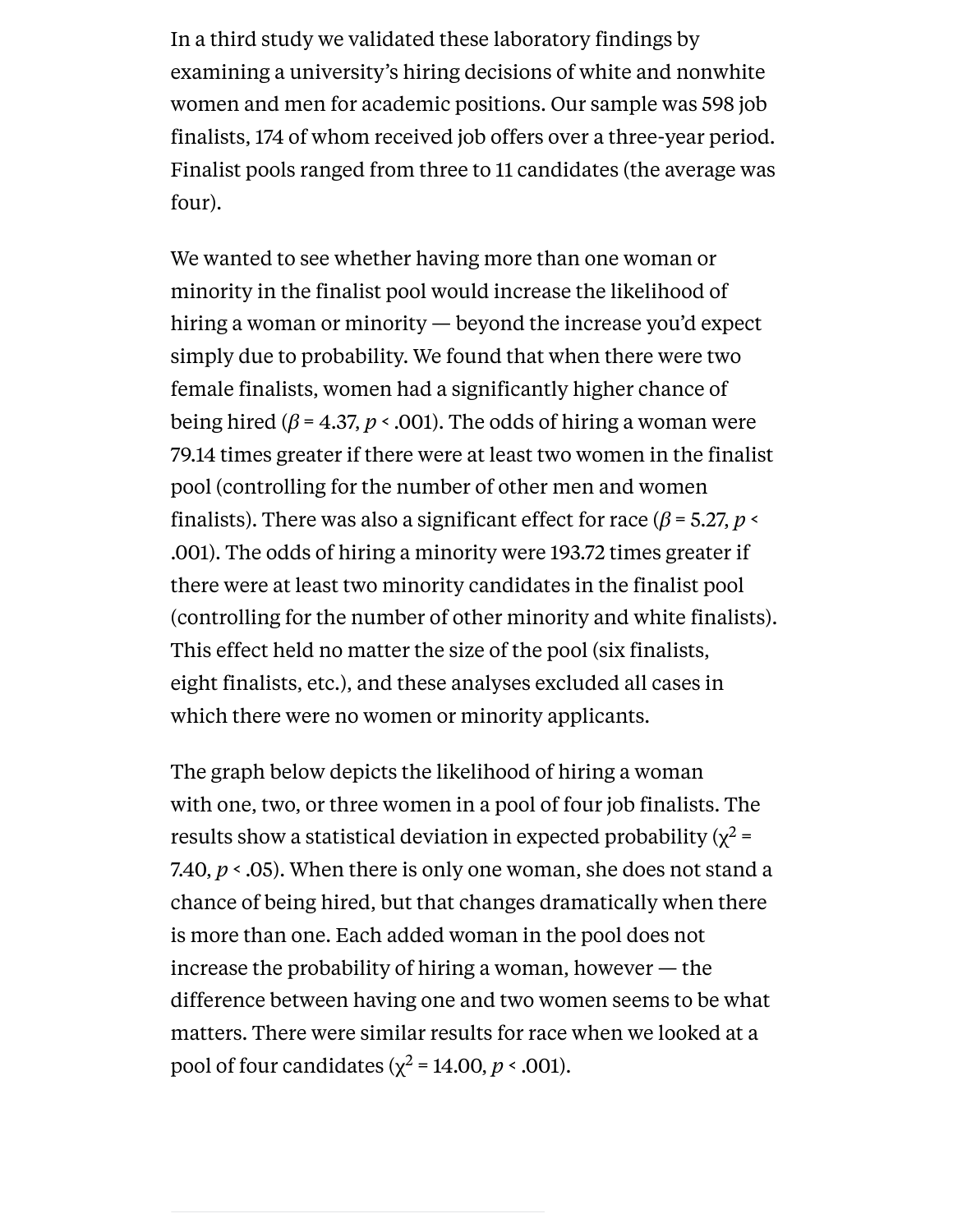In a third study we validated these laboratory findings by examining a university's hiring decisions of white and nonwhite women and men for academic positions. Our sample was 598 job finalists, 174 of whom received job offers over a three-year period. Finalist pools ranged from three to 11 candidates (the average was four).

We wanted to see whether having more than one woman or minority in the finalist pool would increase the likelihood of hiring a woman or minority — beyond the increase you'd expect simply due to probability. We found that when there were two female finalists, women had a significantly higher chance of being hired ($\beta = 4.37$, $p < .001$). The odds of hiring a woman were 79.14 times greater if there were at least two women in the finalist pool (controlling for the number of other men and women finalists). There was also a significant effect for race ($\beta = 5.27$, $p < .001$). The odds of hiring a minority were 193.72 times greater if there were at least two minority candidates in the finalist pool (controlling for the number of other minority and white finalists). This effect held no matter the size of the pool (six finalists, eight finalists, etc.), and these analyses excluded all cases in which there were no women or minority applicants.

The graph below depicts the likelihood of hiring a woman with one, two, or three women in a pool of four job finalists. The results show a statistical deviation in expected probability ($\chi^2 = 7.40$, $p < .05$). When there is only one woman, she does not stand a chance of being hired, but that changes dramatically when there is more than one. Each added woman in the pool does not increase the probability of hiring a woman, however — the difference between having one and two women seems to be what matters. There were similar results for race when we looked at a pool of four candidates ($\chi^2 = 14.00$, $p < .001$).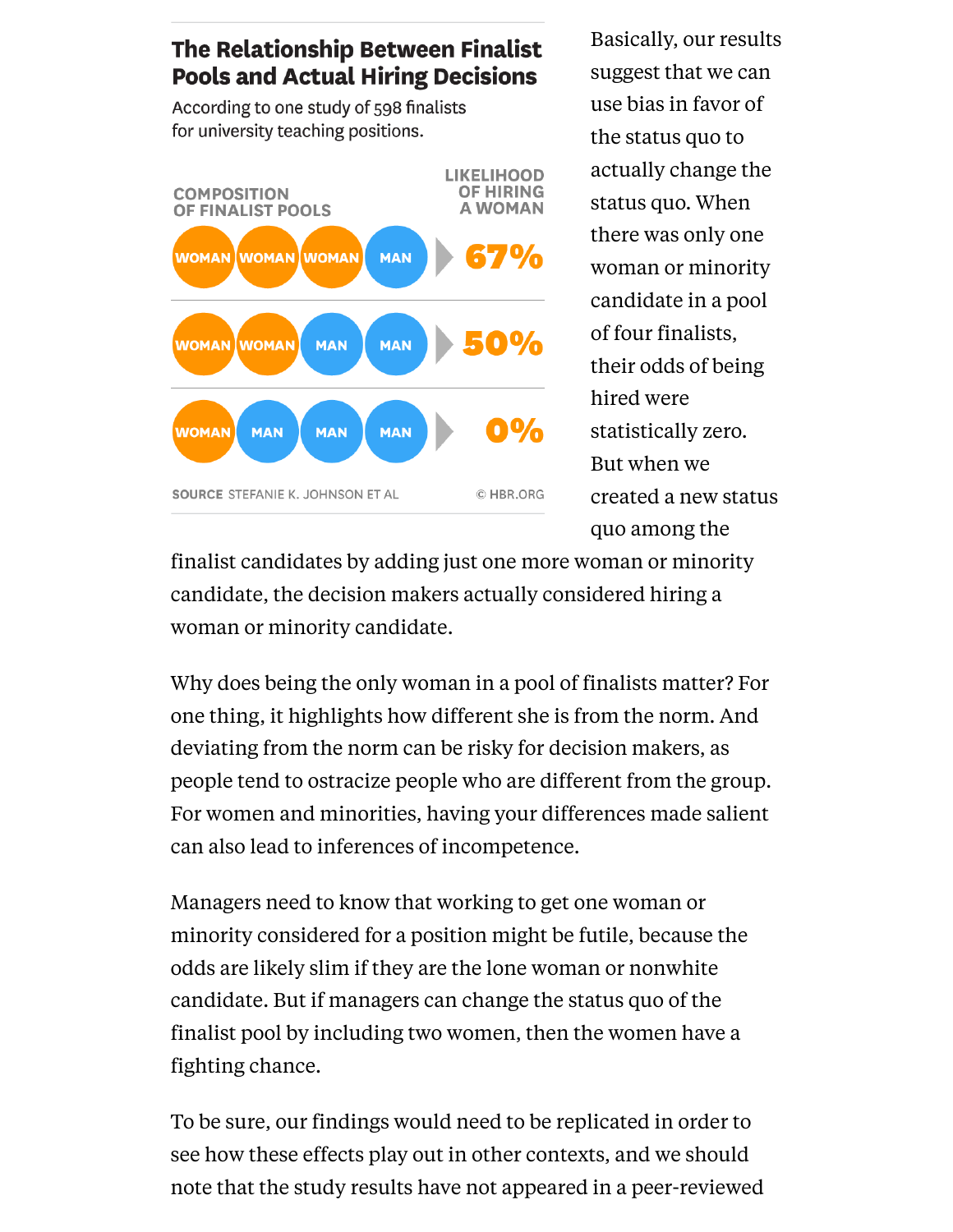### The Relationship Between Finalist Pools and Actual Hiring Decisions

According to one study of 598 finalists for university teaching positions.

| COMPOSITION OF FINALIST POOLS | LIKELIHOOD OF HIRING A WOMAN |
|---|---|
| WOMAN, WOMAN, WOMAN, MAN | 67% |
| WOMAN, WOMAN, MAN, MAN | 50% |
| WOMAN, MAN, MAN, MAN | 0% |

SOURCE STEFANIE K. JOHNSON ET AL © HBR.ORG

Basically, our results suggest that we can use bias in favor of the status quo to actually change the status quo. When there was only one woman or minority candidate in a pool of four finalists, their odds of being hired were statistically zero. But when we created a new status quo among the finalist candidates by adding just one more woman or minority candidate, the decision makers actually considered hiring a woman or minority candidate.

Why does being the only woman in a pool of finalists matter? For one thing, it highlights how different she is from the norm. And deviating from the norm can be risky for decision makers, as people tend to ostracize people who are different from the group. For women and minorities, having your differences made salient can also lead to inferences of incompetence.

Managers need to know that working to get one woman or minority considered for a position might be futile, because the odds are likely slim if they are the lone woman or nonwhite candidate. But if managers can change the status quo of the finalist pool by including two women, then the women have a fighting chance.

To be sure, our findings would need to be replicated in order to see how these effects play out in other contexts, and we should note that the study results have not appeared in a peer-reviewed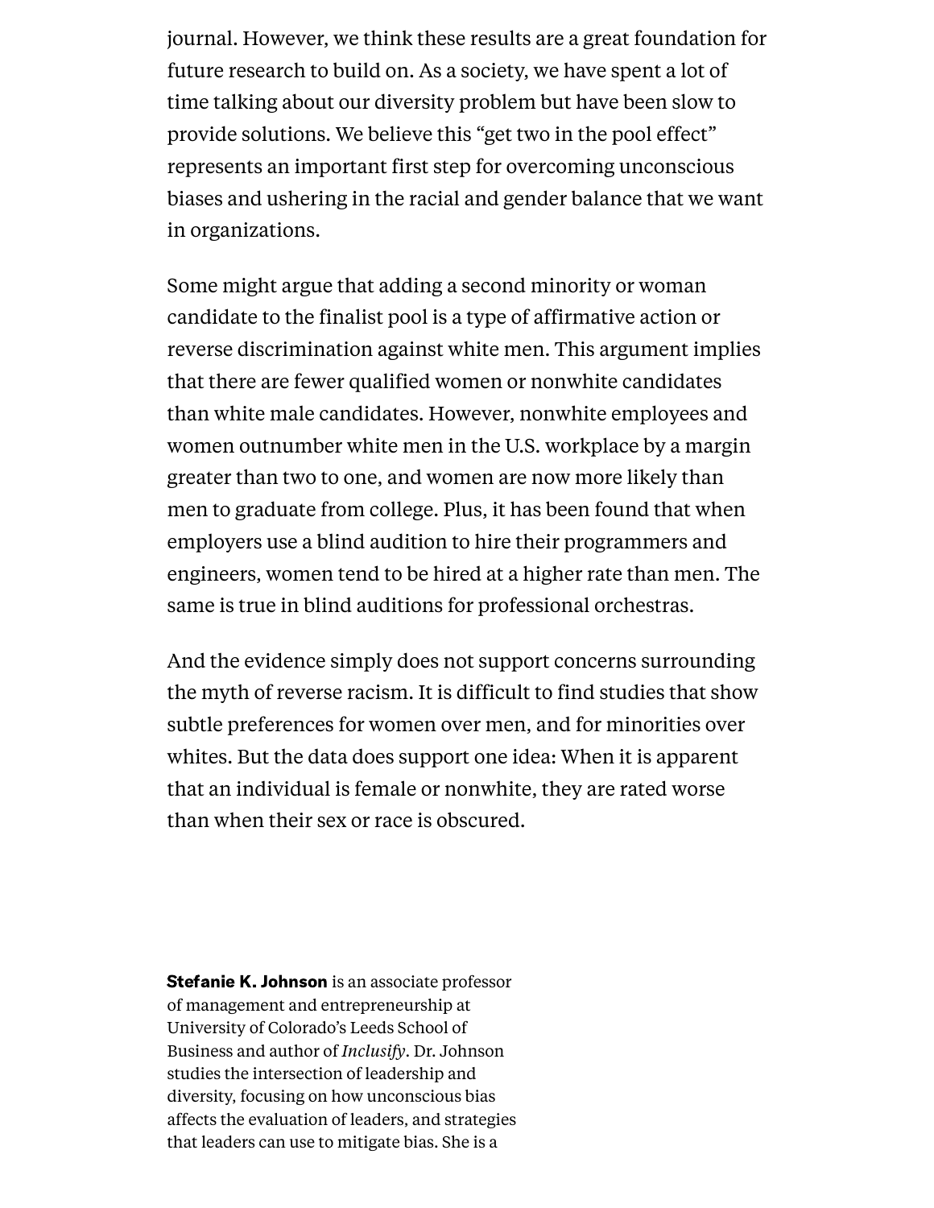journal. However, we think these results are a great foundation for future research to build on. As a society, we have spent a lot of time talking about our diversity problem but have been slow to provide solutions. We believe this "get two in the pool effect" represents an important first step for overcoming unconscious biases and ushering in the racial and gender balance that we want in organizations.

Some might argue that adding a second minority or woman candidate to the finalist pool is a type of affirmative action or reverse discrimination against white men. This argument implies that there are fewer qualified women or nonwhite candidates than white male candidates. However, nonwhite employees and women outnumber white men in the U.S. workplace by a margin greater than two to one, and women are now more likely than men to graduate from college. Plus, it has been found that when employers use a blind audition to hire their programmers and engineers, women tend to be hired at a higher rate than men. The same is true in blind auditions for professional orchestras.

And the evidence simply does not support concerns surrounding the myth of reverse racism. It is difficult to find studies that show subtle preferences for women over men, and for minorities over whites. But the data does support one idea: When it is apparent that an individual is female or nonwhite, they are rated worse than when their sex or race is obscured.

**Stefanie K. Johnson** is an associate professor of management and entrepreneurship at University of Colorado's Leeds School of Business and author of *Inclusify*. Dr. Johnson studies the intersection of leadership and diversity, focusing on how unconscious bias affects the evaluation of leaders, and strategies that leaders can use to mitigate bias. She is a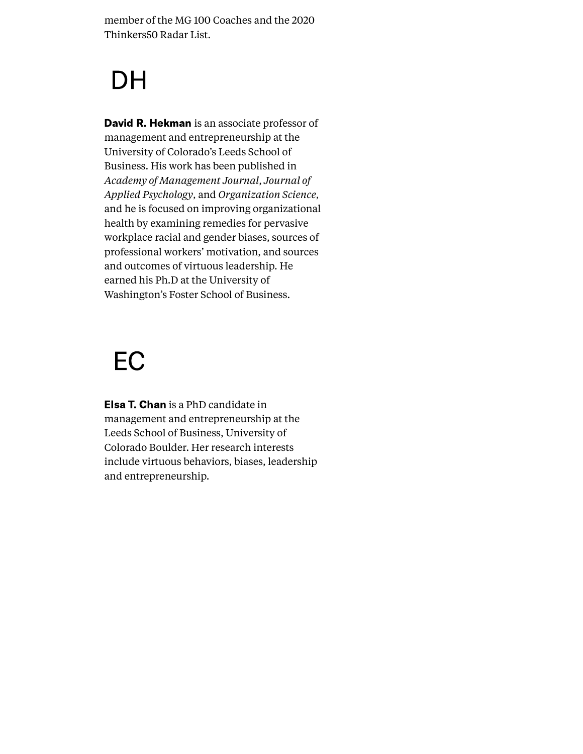member of the MG 100 Coaches and the 2020 Thinkers50 Radar List.

DH

**David R. Hekman** is an associate professor of management and entrepreneurship at the University of Colorado's Leeds School of Business. His work has been published in *Academy of Management Journal*, *Journal of Applied Psychology*, and *Organization Science*, and he is focused on improving organizational health by examining remedies for pervasive workplace racial and gender biases, sources of professional workers' motivation, and sources and outcomes of virtuous leadership. He earned his Ph.D at the University of Washington's Foster School of Business.

EC

**Elsa T. Chan** is a PhD candidate in management and entrepreneurship at the Leeds School of Business, University of Colorado Boulder. Her research interests include virtuous behaviors, biases, leadership and entrepreneurship.